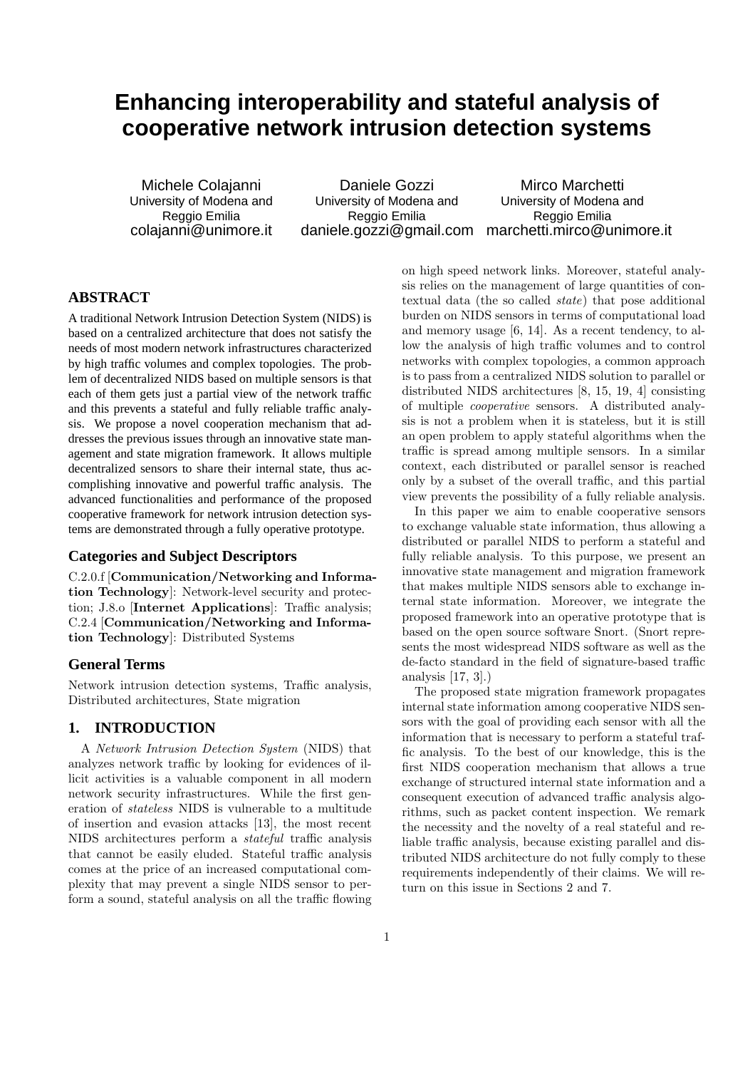# Enhancing interoperability and stateful analysis of cooperative network intrusion detection systems

Michele Colajanni
University of Modena and Reggio Emilia
colajanni@unimore.it

Daniele Gozzi
University of Modena and Reggio Emilia
daniele.gozzi@gmail.com

Mirco Marchetti
University of Modena and Reggio Emilia
marchetti.mirco@unimore.it

## ABSTRACT

A traditional Network Intrusion Detection System (NIDS) is based on a centralized architecture that does not satisfy the needs of most modern network infrastructures characterized by high traffic volumes and complex topologies. The problem of decentralized NIDS based on multiple sensors is that each of them gets just a partial view of the network traffic and this prevents a stateful and fully reliable traffic analysis. We propose a novel cooperation mechanism that addresses the previous issues through an innovative state management and state migration framework. It allows multiple decentralized sensors to share their internal state, thus accomplishing innovative and powerful traffic analysis. The advanced functionalities and performance of the proposed cooperative framework for network intrusion detection systems are demonstrated through a fully operative prototype.

### Categories and Subject Descriptors

C.2.0.f [**Communication/Networking and Information Technology**]: Network-level security and protection; J.8.o [**Internet Applications**]: Traffic analysis; C.2.4 [**Communication/Networking and Information Technology**]: Distributed Systems

### General Terms

Network intrusion detection systems, Traffic analysis, Distributed architectures, State migration

## 1. INTRODUCTION

A *Network Intrusion Detection System* (NIDS) that analyzes network traffic by looking for evidences of illicit activities is a valuable component in all modern network security infrastructures. While the first generation of *stateless* NIDS is vulnerable to a multitude of insertion and evasion attacks [13], the most recent NIDS architectures perform a *stateful* traffic analysis that cannot be easily eluded. Stateful traffic analysis comes at the price of an increased computational complexity that may prevent a single NIDS sensor to perform a sound, stateful analysis on all the traffic flowing on high speed network links. Moreover, stateful analysis relies on the management of large quantities of contextual data (the so called *state*) that pose additional burden on NIDS sensors in terms of computational load and memory usage [6, 14]. As a recent tendency, to allow the analysis of high traffic volumes and to control networks with complex topologies, a common approach is to pass from a centralized NIDS solution to parallel or distributed NIDS architectures [8, 15, 19, 4] consisting of multiple *cooperative* sensors. A distributed analysis is not a problem when it is stateless, but it is still an open problem to apply stateful algorithms when the traffic is spread among multiple sensors. In a similar context, each distributed or parallel sensor is reached only by a subset of the overall traffic, and this partial view prevents the possibility of a fully reliable analysis.

In this paper we aim to enable cooperative sensors to exchange valuable state information, thus allowing a distributed or parallel NIDS to perform a stateful and fully reliable analysis. To this purpose, we present an innovative state management and migration framework that makes multiple NIDS sensors able to exchange internal state information. Moreover, we integrate the proposed framework into an operative prototype that is based on the open source software Snort. (Snort represents the most widespread NIDS software as well as the de-facto standard in the field of signature-based traffic analysis [17, 3].)

The proposed state migration framework propagates internal state information among cooperative NIDS sensors with the goal of providing each sensor with all the information that is necessary to perform a stateful traffic analysis. To the best of our knowledge, this is the first NIDS cooperation mechanism that allows a true exchange of structured internal state information and a consequent execution of advanced traffic analysis algorithms, such as packet content inspection. We remark the necessity and the novelty of a real stateful and reliable traffic analysis, because existing parallel and distributed NIDS architecture do not fully comply to these requirements independently of their claims. We will return on this issue in Sections 2 and 7.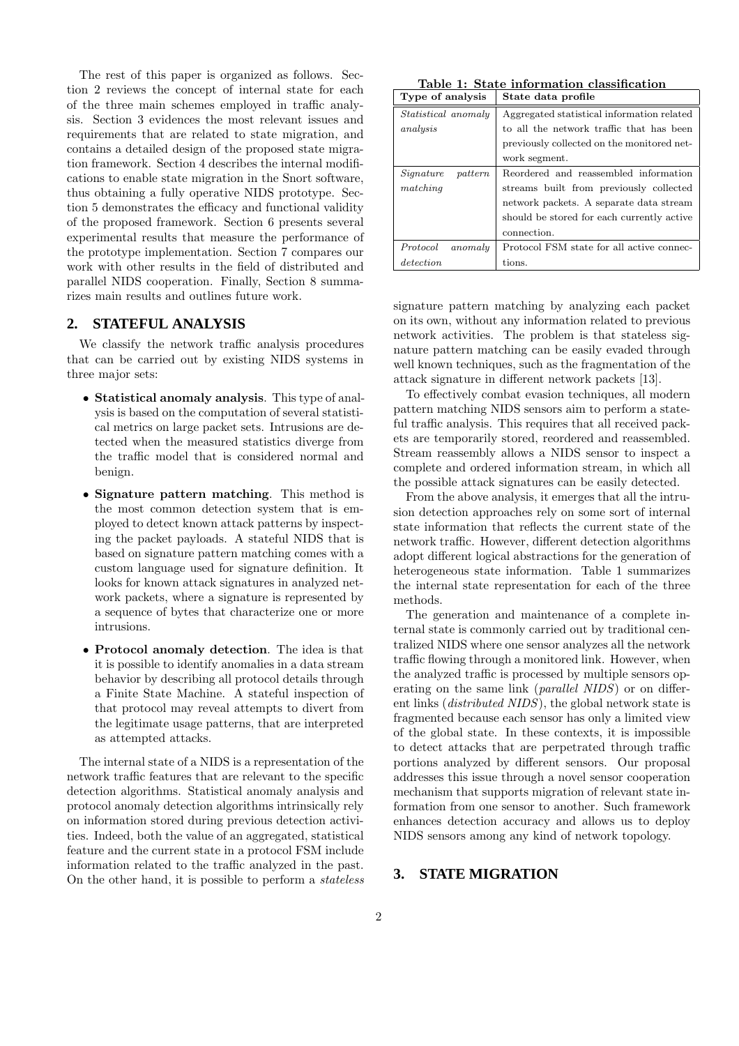The rest of this paper is organized as follows. Section 2 reviews the concept of internal state for each of the three main schemes employed in traffic analysis. Section 3 evidences the most relevant issues and requirements that are related to state migration, and contains a detailed design of the proposed state migration framework. Section 4 describes the internal modifications to enable state migration in the Snort software, thus obtaining a fully operative NIDS prototype. Section 5 demonstrates the efficacy and functional validity of the proposed framework. Section 6 presents several experimental results that measure the performance of the prototype implementation. Section 7 compares our work with other results in the field of distributed and parallel NIDS cooperation. Finally, Section 8 summarizes main results and outlines future work.

## 2. STATEFUL ANALYSIS

We classify the network traffic analysis procedures that can be carried out by existing NIDS systems in three major sets:

- **Statistical anomaly analysis**. This type of analysis is based on the computation of several statistical metrics on large packet sets. Intrusions are detected when the measured statistics diverge from the traffic model that is considered normal and benign.
- **Signature pattern matching**. This method is the most common detection system that is employed to detect known attack patterns by inspecting the packet payloads. A stateful NIDS that is based on signature pattern matching comes with a custom language used for signature definition. It looks for known attack signatures in analyzed network packets, where a signature is represented by a sequence of bytes that characterize one or more intrusions.
- **Protocol anomaly detection**. The idea is that it is possible to identify anomalies in a data stream behavior by describing all protocol details through a Finite State Machine. A stateful inspection of that protocol may reveal attempts to divert from the legitimate usage patterns, that are interpreted as attempted attacks.

The internal state of a NIDS is a representation of the network traffic features that are relevant to the specific detection algorithms. Statistical anomaly analysis and protocol anomaly detection algorithms intrinsically rely on information stored during previous detection activities. Indeed, both the value of an aggregated, statistical feature and the current state in a protocol FSM include information related to the traffic analyzed in the past. On the other hand, it is possible to perform a *stateless* signature pattern matching by analyzing each packet on its own, without any information related to previous network activities. The problem is that stateless signature pattern matching can be easily evaded through well known techniques, such as the fragmentation of the attack signature in different network packets [13].

**Table 1: State information classification**

| Type of analysis | State data profile |
|---|---|
| *Statistical anomaly analysis* | Aggregated statistical information related to all the network traffic that has been previously collected on the monitored network segment. |
| *Signature pattern matching* | Reordered and reassembled information streams built from previously collected network packets. A separate data stream should be stored for each currently active connection. |
| *Protocol anomaly detection* | Protocol FSM state for all active connections. |

To effectively combat evasion techniques, all modern pattern matching NIDS sensors aim to perform a stateful traffic analysis. This requires that all received packets are temporarily stored, reordered and reassembled. Stream reassembly allows a NIDS sensor to inspect a complete and ordered information stream, in which all the possible attack signatures can be easily detected.

From the above analysis, it emerges that all the intrusion detection approaches rely on some sort of internal state information that reflects the current state of the network traffic. However, different detection algorithms adopt different logical abstractions for the generation of heterogeneous state information. Table 1 summarizes the internal state representation for each of the three methods.

The generation and maintenance of a complete internal state is commonly carried out by traditional centralized NIDS where one sensor analyzes all the network traffic flowing through a monitored link. However, when the analyzed traffic is processed by multiple sensors operating on the same link (*parallel NIDS*) or on different links (*distributed NIDS*), the global network state is fragmented because each sensor has only a limited view of the global state. In these contexts, it is impossible to detect attacks that are perpetrated through traffic portions analyzed by different sensors. Our proposal addresses this issue through a novel sensor cooperation mechanism that supports migration of relevant state information from one sensor to another. Such framework enhances detection accuracy and allows us to deploy NIDS sensors among any kind of network topology.

## 3. STATE MIGRATION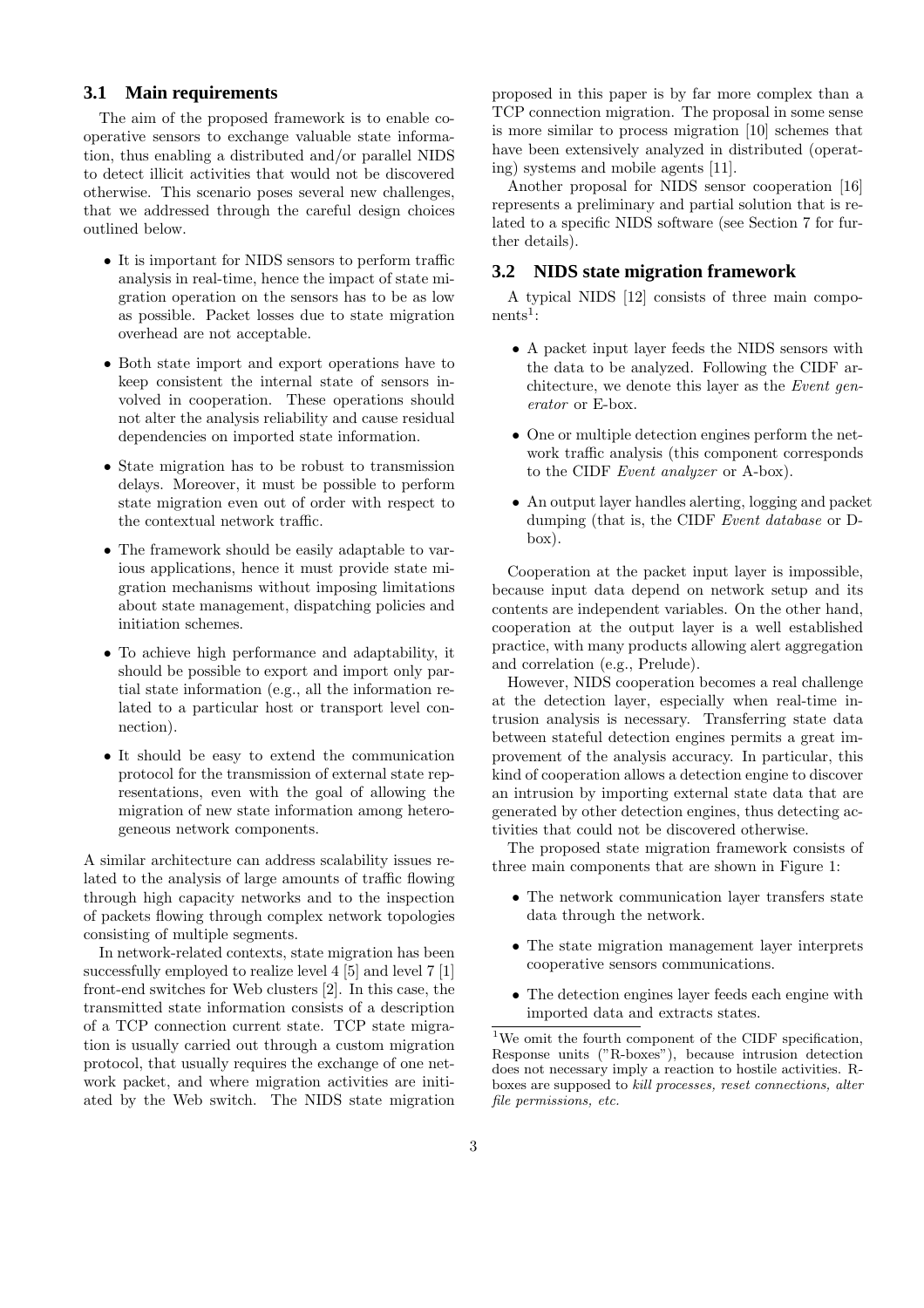### 3.1 Main requirements

The aim of the proposed framework is to enable cooperative sensors to exchange valuable state information, thus enabling a distributed and/or parallel NIDS to detect illicit activities that would not be discovered otherwise. This scenario poses several new challenges, that we addressed through the careful design choices outlined below.

- It is important for NIDS sensors to perform traffic analysis in real-time, hence the impact of state migration operation on the sensors has to be as low as possible. Packet losses due to state migration overhead are not acceptable.
- Both state import and export operations have to keep consistent the internal state of sensors involved in cooperation. These operations should not alter the analysis reliability and cause residual dependencies on imported state information.
- State migration has to be robust to transmission delays. Moreover, it must be possible to perform state migration even out of order with respect to the contextual network traffic.
- The framework should be easily adaptable to various applications, hence it must provide state migration mechanisms without imposing limitations about state management, dispatching policies and initiation schemes.
- To achieve high performance and adaptability, it should be possible to export and import only partial state information (e.g., all the information related to a particular host or transport level connection).
- It should be easy to extend the communication protocol for the transmission of external state representations, even with the goal of allowing the migration of new state information among heterogeneous network components.

A similar architecture can address scalability issues related to the analysis of large amounts of traffic flowing through high capacity networks and to the inspection of packets flowing through complex network topologies consisting of multiple segments.

In network-related contexts, state migration has been successfully employed to realize level 4 [5] and level 7 [1] front-end switches for Web clusters [2]. In this case, the transmitted state information consists of a description of a TCP connection current state. TCP state migration is usually carried out through a custom migration protocol, that usually requires the exchange of one network packet, and where migration activities are initiated by the Web switch. The NIDS state migration proposed in this paper is by far more complex than a TCP connection migration. The proposal in some sense is more similar to process migration [10] schemes that have been extensively analyzed in distributed (operating) systems and mobile agents [11].

Another proposal for NIDS sensor cooperation [16] represents a preliminary and partial solution that is related to a specific NIDS software (see Section 7 for further details).

### 3.2 NIDS state migration framework

A typical NIDS [12] consists of three main components[1]:

- A packet input layer feeds the NIDS sensors with the data to be analyzed. Following the CIDF architecture, we denote this layer as the *Event generator* or E-box.
- One or multiple detection engines perform the network traffic analysis (this component corresponds to the CIDF *Event analyzer* or A-box).
- An output layer handles alerting, logging and packet dumping (that is, the CIDF *Event database* or D-box).

Cooperation at the packet input layer is impossible, because input data depend on network setup and its contents are independent variables. On the other hand, cooperation at the output layer is a well established practice, with many products allowing alert aggregation and correlation (e.g., Prelude).

However, NIDS cooperation becomes a real challenge at the detection layer, especially when real-time intrusion analysis is necessary. Transferring state data between stateful detection engines permits a great improvement of the analysis accuracy. In particular, this kind of cooperation allows a detection engine to discover an intrusion by importing external state data that are generated by other detection engines, thus detecting activities that could not be discovered otherwise.

The proposed state migration framework consists of three main components that are shown in Figure 1:

- The network communication layer transfers state data through the network.
- The state migration management layer interprets cooperative sensors communications.
- The detection engines layer feeds each engine with imported data and extracts states.

[1] We omit the fourth component of the CIDF specification, Response units ("R-boxes"), because intrusion detection does not necessary imply a reaction to hostile activities. R-boxes are supposed to *kill processes, reset connections, alter file permissions, etc.*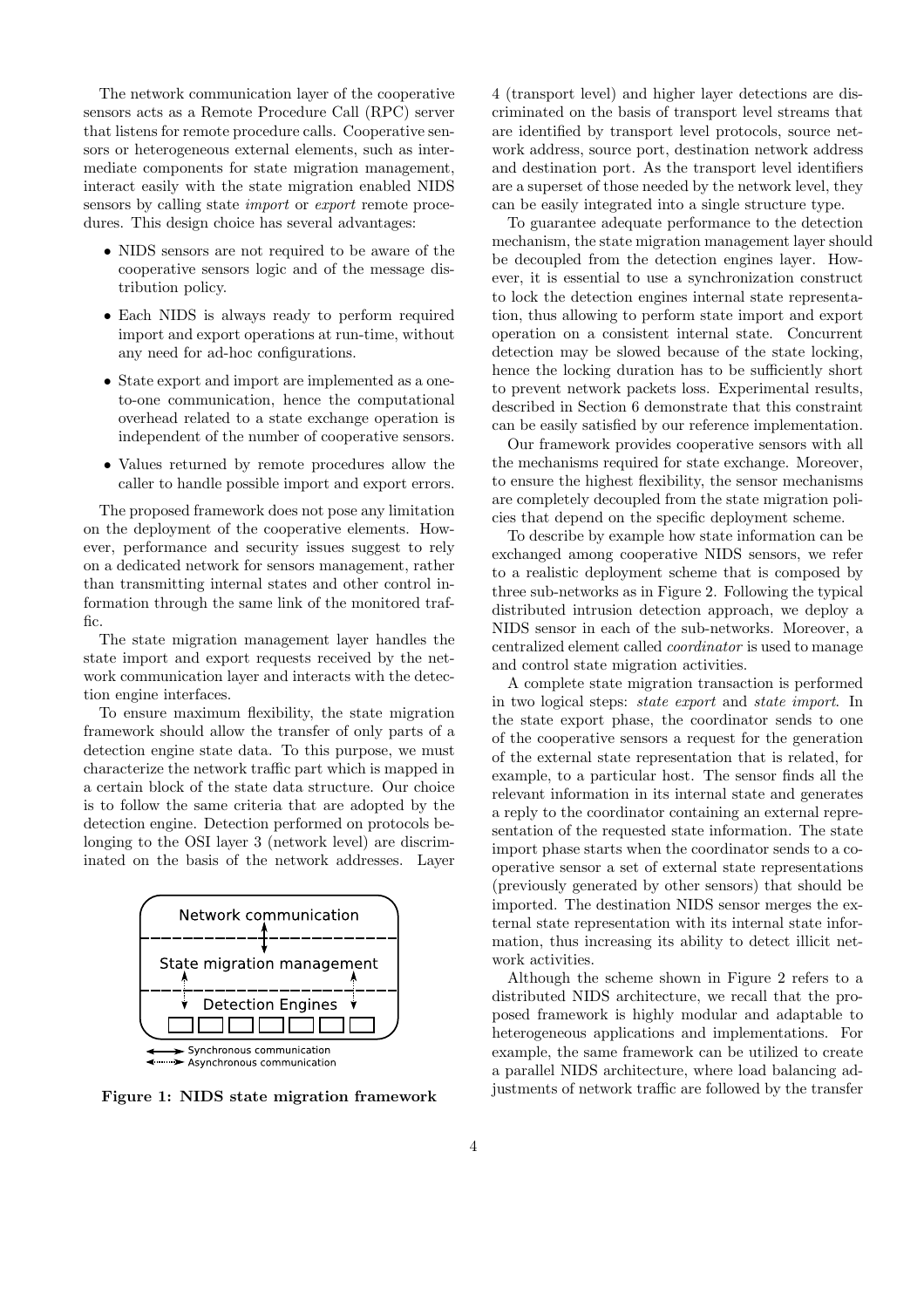The network communication layer of the cooperative sensors acts as a Remote Procedure Call (RPC) server that listens for remote procedure calls. Cooperative sensors or heterogeneous external elements, such as intermediate components for state migration management, interact easily with the state migration enabled NIDS sensors by calling state *import* or *export* remote procedures. This design choice has several advantages:

- NIDS sensors are not required to be aware of the cooperative sensors logic and of the message distribution policy.
- Each NIDS is always ready to perform required import and export operations at run-time, without any need for ad-hoc configurations.
- State export and import are implemented as a one-to-one communication, hence the computational overhead related to a state exchange operation is independent of the number of cooperative sensors.
- Values returned by remote procedures allow the caller to handle possible import and export errors.

The proposed framework does not pose any limitation on the deployment of the cooperative elements. However, performance and security issues suggest to rely on a dedicated network for sensors management, rather than transmitting internal states and other control information through the same link of the monitored traffic.

The state migration management layer handles the state import and export requests received by the network communication layer and interacts with the detection engine interfaces.

To ensure maximum flexibility, the state migration framework should allow the transfer of only parts of a detection engine state data. To this purpose, we must characterize the network traffic part which is mapped in a certain block of the state data structure. Our choice is to follow the same criteria that are adopted by the detection engine. Detection performed on protocols belonging to the OSI layer 3 (network level) are discriminated on the basis of the network addresses. Layer 4 (transport level) and higher layer detections are discriminated on the basis of transport level streams that are identified by transport level protocols, source network address, source port, destination network address and destination port. As the transport level identifiers are a superset of those needed by the network level, they can be easily integrated into a single structure type.

Network communication

State migration management

Detection Engines

Synchronous communication
Asynchronous communication

**Figure 1: NIDS state migration framework**

To guarantee adequate performance to the detection mechanism, the state migration management layer should be decoupled from the detection engines layer. However, it is essential to use a synchronization construct to lock the detection engines internal state representation, thus allowing to perform state import and export operation on a consistent internal state. Concurrent detection may be slowed because of the state locking, hence the locking duration has to be sufficiently short to prevent network packets loss. Experimental results, described in Section 6 demonstrate that this constraint can be easily satisfied by our reference implementation.

Our framework provides cooperative sensors with all the mechanisms required for state exchange. Moreover, to ensure the highest flexibility, the sensor mechanisms are completely decoupled from the state migration policies that depend on the specific deployment scheme.

To describe by example how state information can be exchanged among cooperative NIDS sensors, we refer to a realistic deployment scheme that is composed by three sub-networks as in Figure 2. Following the typical distributed intrusion detection approach, we deploy a NIDS sensor in each of the sub-networks. Moreover, a centralized element called *coordinator* is used to manage and control state migration activities.

A complete state migration transaction is performed in two logical steps: *state export* and *state import*. In the state export phase, the coordinator sends to one of the cooperative sensors a request for the generation of the external state representation that is related, for example, to a particular host. The sensor finds all the relevant information in its internal state and generates a reply to the coordinator containing an external representation of the requested state information. The state import phase starts when the coordinator sends to a cooperative sensor a set of external state representations (previously generated by other sensors) that should be imported. The destination NIDS sensor merges the external state representation with its internal state information, thus increasing its ability to detect illicit network activities.

Although the scheme shown in Figure 2 refers to a distributed NIDS architecture, we recall that the proposed framework is highly modular and adaptable to heterogeneous applications and implementations. For example, the same framework can be utilized to create a parallel NIDS architecture, where load balancing adjustments of network traffic are followed by the transfer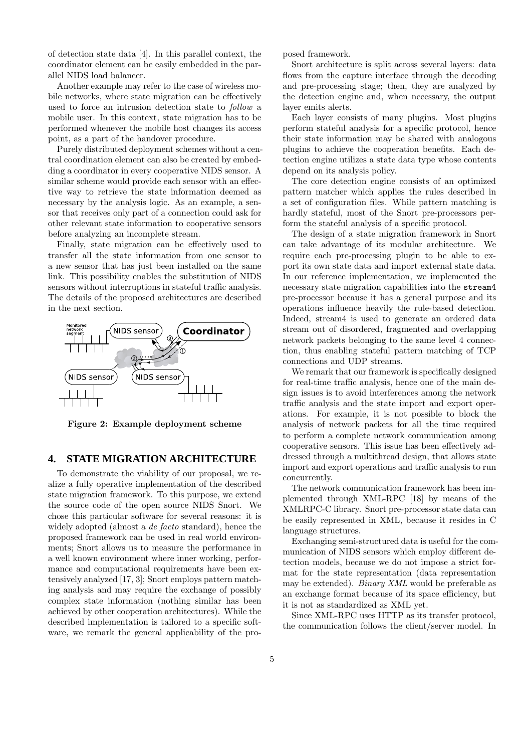of detection state data [4]. In this parallel context, the coordinator element can be easily embedded in the parallel NIDS load balancer.

Another example may refer to the case of wireless mobile networks, where state migration can be effectively used to force an intrusion detection state to *follow* a mobile user. In this context, state migration has to be performed whenever the mobile host changes its access point, as a part of the handover procedure.

Purely distributed deployment schemes without a central coordination element can also be created by embedding a coordinator in every cooperative NIDS sensor. A similar scheme would provide each sensor with an effective way to retrieve the state information deemed as necessary by the analysis logic. As an example, a sensor that receives only part of a connection could ask for other relevant state information to cooperative sensors before analyzing an incomplete stream.

Finally, state migration can be effectively used to transfer all the state information from one sensor to a new sensor that has just been installed on the same link. This possibility enables the substitution of NIDS sensors without interruptions in stateful traffic analysis. The details of the proposed architectures are described in the next section.

**Figure 2: Example deployment scheme**

## 4. STATE MIGRATION ARCHITECTURE

To demonstrate the viability of our proposal, we realize a fully operative implementation of the described state migration framework. To this purpose, we extend the source code of the open source NIDS Snort. We chose this particular software for several reasons: it is widely adopted (almost a *de facto* standard), hence the proposed framework can be used in real world environments; Snort allows us to measure the performance in a well known environment where inner working, performance and computational requirements have been extensively analyzed [17, 3]; Snort employs pattern matching analysis and may require the exchange of possibly complex state information (nothing similar has been achieved by other cooperation architectures). While the described implementation is tailored to a specific software, we remark the general applicability of the proposed framework.

Snort architecture is split across several layers: data flows from the capture interface through the decoding and pre-processing stage; then, they are analyzed by the detection engine and, when necessary, the output layer emits alerts.

Each layer consists of many plugins. Most plugins perform stateful analysis for a specific protocol, hence their state information may be shared with analogous plugins to achieve the cooperation benefits. Each detection engine utilizes a state data type whose contents depend on its analysis policy.

The core detection engine consists of an optimized pattern matcher which applies the rules described in a set of configuration files. While pattern matching is hardly stateful, most of the Snort pre-processors perform the stateful analysis of a specific protocol.

The design of a state migration framework in Snort can take advantage of its modular architecture. We require each pre-processing plugin to be able to export its own state data and import external state data. In our reference implementation, we implemented the necessary state migration capabilities into the `stream4` pre-processor because it has a general purpose and its operations influence heavily the rule-based detection. Indeed, stream4 is used to generate an ordered data stream out of disordered, fragmented and overlapping network packets belonging to the same level 4 connection, thus enabling stateful pattern matching of TCP connections and UDP streams.

We remark that our framework is specifically designed for real-time traffic analysis, hence one of the main design issues is to avoid interferences among the network traffic analysis and the state import and export operations. For example, it is not possible to block the analysis of network packets for all the time required to perform a complete network communication among cooperative sensors. This issue has been effectively addressed through a multithread design, that allows state import and export operations and traffic analysis to run concurrently.

The network communication framework has been implemented through XML-RPC [18] by means of the XMLRPC-C library. Snort pre-processor state data can be easily represented in XML, because it resides in C language structures.

Exchanging semi-structured data is useful for the communication of NIDS sensors which employ different detection models, because we do not impose a strict format for the state representation (data representation may be extended). *Binary XML* would be preferable as an exchange format because of its space efficiency, but it is not as standardized as XML yet.

Since XML-RPC uses HTTP as its transfer protocol, the communication follows the client/server model. In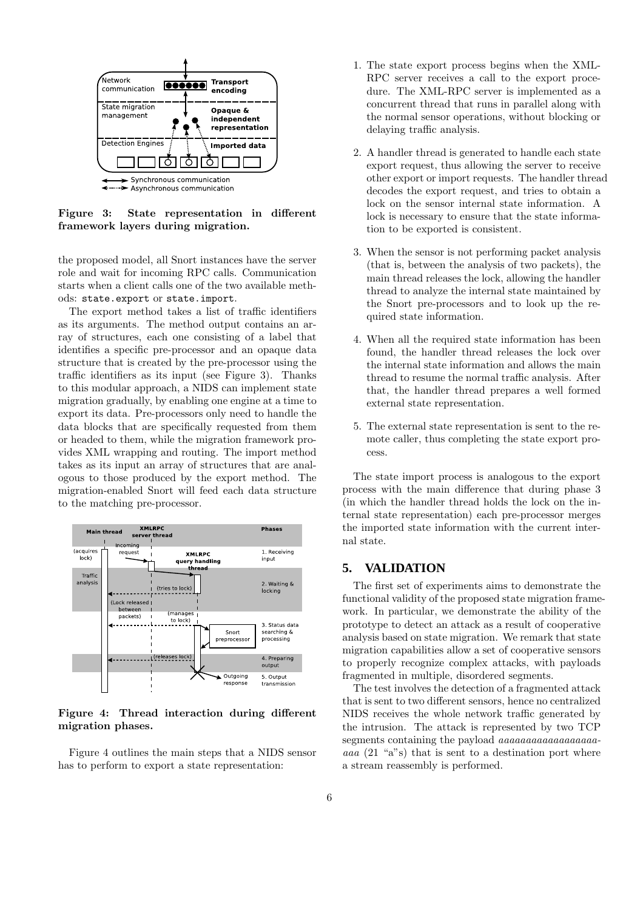**Figure 3: State representation in different framework layers during migration.**

the proposed model, all Snort instances have the server role and wait for incoming RPC calls. Communication starts when a client calls one of the two available methods: `state.export` or `state.import`.

The export method takes a list of traffic identifiers as its arguments. The method output contains an array of structures, each one consisting of a label that identifies a specific pre-processor and an opaque data structure that is created by the pre-processor using the traffic identifiers as its input (see Figure 3). Thanks to this modular approach, a NIDS can implement state migration gradually, by enabling one engine at a time to export its data. Pre-processors only need to handle the data blocks that are specifically requested from them or headed to them, while the migration framework provides XML wrapping and routing. The import method takes as its input an array of structures that are analogous to those produced by the export method. The migration-enabled Snort will feed each data structure to the matching pre-processor.

**Figure 4: Thread interaction during different migration phases.**

Figure 4 outlines the main steps that a NIDS sensor has to perform to export a state representation:

1. The state export process begins when the XML-RPC server receives a call to the export procedure. The XML-RPC server is implemented as a concurrent thread that runs in parallel along with the normal sensor operations, without blocking or delaying traffic analysis.

2. A handler thread is generated to handle each state export request, thus allowing the server to receive other export or import requests. The handler thread decodes the export request, and tries to obtain a lock on the sensor internal state information. A lock is necessary to ensure that the state information to be exported is consistent.

3. When the sensor is not performing packet analysis (that is, between the analysis of two packets), the main thread releases the lock, allowing the handler thread to analyze the internal state maintained by the Snort pre-processors and to look up the required state information.

4. When all the required state information has been found, the handler thread releases the lock over the internal state information and allows the main thread to resume the normal traffic analysis. After that, the handler thread prepares a well formed external state representation.

5. The external state representation is sent to the remote caller, thus completing the state export process.

The state import process is analogous to the export process with the main difference that during phase 3 (in which the handler thread holds the lock on the internal state representation) each pre-processor merges the imported state information with the current internal state.

## 5. VALIDATION

The first set of experiments aims to demonstrate the functional validity of the proposed state migration framework. In particular, we demonstrate the ability of the prototype to detect an attack as a result of cooperative analysis based on state migration. We remark that state migration capabilities allow a set of cooperative sensors to properly recognize complex attacks, with payloads fragmented in multiple, disordered segments.

The test involves the detection of a fragmented attack that is sent to two different sensors, hence no centralized NIDS receives the whole network traffic generated by the intrusion. The attack is represented by two TCP segments containing the payload *aaaaaaaaaaaaaaaaaaaaa* (21 "a"s) that is sent to a destination port where a stream reassembly is performed.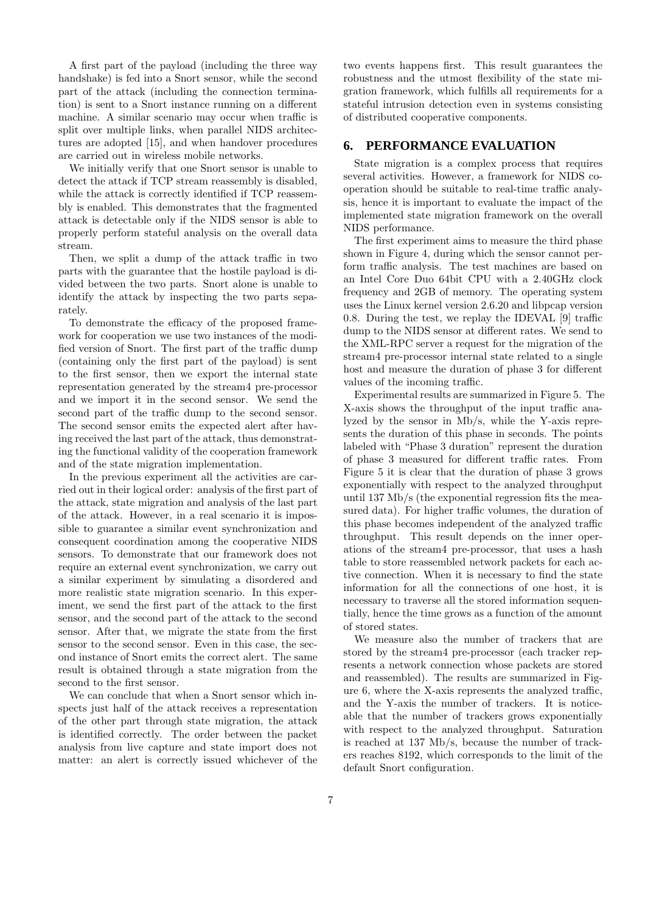A first part of the payload (including the three way handshake) is fed into a Snort sensor, while the second part of the attack (including the connection termination) is sent to a Snort instance running on a different machine. A similar scenario may occur when traffic is split over multiple links, when parallel NIDS architectures are adopted [15], and when handover procedures are carried out in wireless mobile networks.

We initially verify that one Snort sensor is unable to detect the attack if TCP stream reassembly is disabled, while the attack is correctly identified if TCP reassembly is enabled. This demonstrates that the fragmented attack is detectable only if the NIDS sensor is able to properly perform stateful analysis on the overall data stream.

Then, we split a dump of the attack traffic in two parts with the guarantee that the hostile payload is divided between the two parts. Snort alone is unable to identify the attack by inspecting the two parts separately.

To demonstrate the efficacy of the proposed framework for cooperation we use two instances of the modified version of Snort. The first part of the traffic dump (containing only the first part of the payload) is sent to the first sensor, then we export the internal state representation generated by the stream4 pre-processor and we import it in the second sensor. We send the second part of the traffic dump to the second sensor. The second sensor emits the expected alert after having received the last part of the attack, thus demonstrating the functional validity of the cooperation framework and of the state migration implementation.

In the previous experiment all the activities are carried out in their logical order: analysis of the first part of the attack, state migration and analysis of the last part of the attack. However, in a real scenario it is impossible to guarantee a similar event synchronization and consequent coordination among the cooperative NIDS sensors. To demonstrate that our framework does not require an external event synchronization, we carry out a similar experiment by simulating a disordered and more realistic state migration scenario. In this experiment, we send the first part of the attack to the first sensor, and the second part of the attack to the second sensor. After that, we migrate the state from the first sensor to the second sensor. Even in this case, the second instance of Snort emits the correct alert. The same result is obtained through a state migration from the second to the first sensor.

We can conclude that when a Snort sensor which inspects just half of the attack receives a representation of the other part through state migration, the attack is identified correctly. The order between the packet analysis from live capture and state import does not matter: an alert is correctly issued whichever of the two events happens first. This result guarantees the robustness and the utmost flexibility of the state migration framework, which fulfills all requirements for a stateful intrusion detection even in systems consisting of distributed cooperative components.

## 6. PERFORMANCE EVALUATION

State migration is a complex process that requires several activities. However, a framework for NIDS cooperation should be suitable to real-time traffic analysis, hence it is important to evaluate the impact of the implemented state migration framework on the overall NIDS performance.

The first experiment aims to measure the third phase shown in Figure 4, during which the sensor cannot perform traffic analysis. The test machines are based on an Intel Core Duo 64bit CPU with a 2.40GHz clock frequency and 2GB of memory. The operating system uses the Linux kernel version 2.6.20 and libpcap version 0.8. During the test, we replay the IDEVAL [9] traffic dump to the NIDS sensor at different rates. We send to the XML-RPC server a request for the migration of the stream4 pre-processor internal state related to a single host and measure the duration of phase 3 for different values of the incoming traffic.

Experimental results are summarized in Figure 5. The X-axis shows the throughput of the input traffic analyzed by the sensor in Mb/s, while the Y-axis represents the duration of this phase in seconds. The points labeled with "Phase 3 duration" represent the duration of phase 3 measured for different traffic rates. From Figure 5 it is clear that the duration of phase 3 grows exponentially with respect to the analyzed throughput until 137 Mb/s (the exponential regression fits the measured data). For higher traffic volumes, the duration of this phase becomes independent of the analyzed traffic throughput. This result depends on the inner operations of the stream4 pre-processor, that uses a hash table to store reassembled network packets for each active connection. When it is necessary to find the state information for all the connections of one host, it is necessary to traverse all the stored information sequentially, hence the time grows as a function of the amount of stored states.

We measure also the number of trackers that are stored by the stream4 pre-processor (each tracker represents a network connection whose packets are stored and reassembled). The results are summarized in Figure 6, where the X-axis represents the analyzed traffic, and the Y-axis the number of trackers. It is noticeable that the number of trackers grows exponentially with respect to the analyzed throughput. Saturation is reached at 137 Mb/s, because the number of trackers reaches 8192, which corresponds to the limit of the default Snort configuration.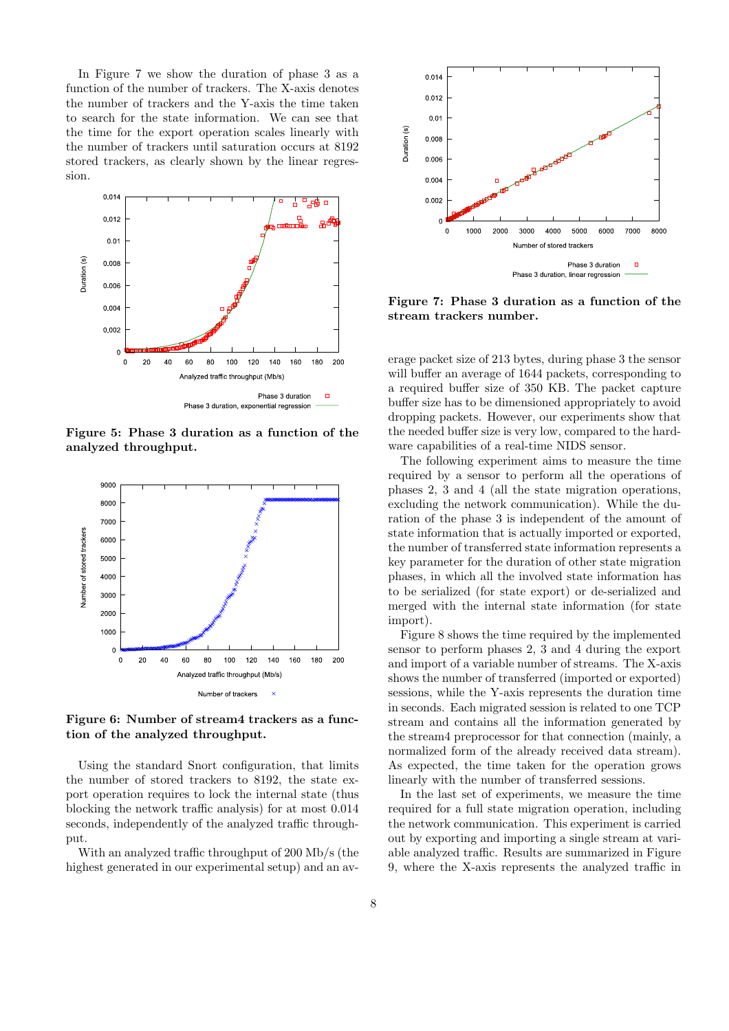In Figure 7 we show the duration of phase 3 as a function of the number of trackers. The X-axis denotes the number of trackers and the Y-axis the time taken to search for the state information. We can see that the time for the export operation scales linearly with the number of trackers until saturation occurs at 8192 stored trackers, as clearly shown by the linear regression.

**Figure 5: Phase 3 duration as a function of the analyzed throughput.**

**Figure 6: Number of stream4 trackers as a function of the analyzed throughput.**

Using the standard Snort configuration, that limits the number of stored trackers to 8192, the state export operation requires to lock the internal state (thus blocking the network traffic analysis) for at most 0.014 seconds, independently of the analyzed traffic throughput.

With an analyzed traffic throughput of 200 Mb/s (the highest generated in our experimental setup) and an average packet size of 213 bytes, during phase 3 the sensor will buffer an average of 1644 packets, corresponding to a required buffer size of 350 KB. The packet capture buffer size has to be dimensioned appropriately to avoid dropping packets. However, our experiments show that the needed buffer size is very low, compared to the hardware capabilities of a real-time NIDS sensor.

**Figure 7: Phase 3 duration as a function of the stream trackers number.**

The following experiment aims to measure the time required by a sensor to perform all the operations of phases 2, 3 and 4 (all the state migration operations, excluding the network communication). While the duration of the phase 3 is independent of the amount of state information that is actually imported or exported, the number of transferred state information represents a key parameter for the duration of other state migration phases, in which all the involved state information has to be serialized (for state export) or de-serialized and merged with the internal state information (for state import).

Figure 8 shows the time required by the implemented sensor to perform phases 2, 3 and 4 during the export and import of a variable number of streams. The X-axis shows the number of transferred (imported or exported) sessions, while the Y-axis represents the duration time in seconds. Each migrated session is related to one TCP stream and contains all the information generated by the stream4 preprocessor for that connection (mainly, a normalized form of the already received data stream). As expected, the time taken for the operation grows linearly with the number of transferred sessions.

In the last set of experiments, we measure the time required for a full state migration operation, including the network communication. This experiment is carried out by exporting and importing a single stream at variable analyzed traffic. Results are summarized in Figure 9, where the X-axis represents the analyzed traffic in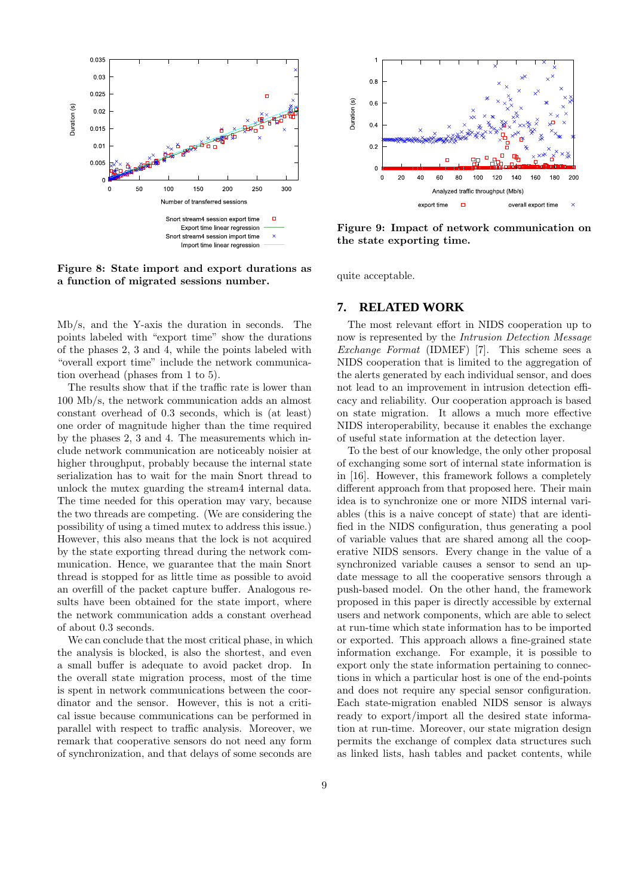Figure 8: State import and export durations as a function of migrated sessions number.

Figure 9: Impact of network communication on the state exporting time.

Mb/s, and the Y-axis the duration in seconds. The points labeled with "export time" show the durations of the phases 2, 3 and 4, while the points labeled with "overall export time" include the network communication overhead (phases from 1 to 5).

The results show that if the traffic rate is lower than 100 Mb/s, the network communication adds an almost constant overhead of 0.3 seconds, which is (at least) one order of magnitude higher than the time required by the phases 2, 3 and 4. The measurements which include network communication are noticeably noisier at higher throughput, probably because the internal state serialization has to wait for the main Snort thread to unlock the mutex guarding the stream4 internal data. The time needed for this operation may vary, because the two threads are competing. (We are considering the possibility of using a timed mutex to address this issue.) However, this also means that the lock is not acquired by the state exporting thread during the network communication. Hence, we guarantee that the main Snort thread is stopped for as little time as possible to avoid an overfill of the packet capture buffer. Analogous results have been obtained for the state import, where the network communication adds a constant overhead of about 0.3 seconds.

We can conclude that the most critical phase, in which the analysis is blocked, is also the shortest, and even a small buffer is adequate to avoid packet drop. In the overall state migration process, most of the time is spent in network communications between the coordinator and the sensor. However, this is not a critical issue because communications can be performed in parallel with respect to traffic analysis. Moreover, we remark that cooperative sensors do not need any form of synchronization, and that delays of some seconds are quite acceptable.

## 7. RELATED WORK

The most relevant effort in NIDS cooperation up to now is represented by the *Intrusion Detection Message Exchange Format* (IDMEF) [7]. This scheme sees a NIDS cooperation that is limited to the aggregation of the alerts generated by each individual sensor, and does not lead to an improvement in intrusion detection efficacy and reliability. Our cooperation approach is based on state migration. It allows a much more effective NIDS interoperability, because it enables the exchange of useful state information at the detection layer.

To the best of our knowledge, the only other proposal of exchanging some sort of internal state information is in [16]. However, this framework follows a completely different approach from that proposed here. Their main idea is to synchronize one or more NIDS internal variables (this is a naive concept of state) that are identified in the NIDS configuration, thus generating a pool of variable values that are shared among all the cooperative NIDS sensors. Every change in the value of a synchronized variable causes a sensor to send an update message to all the cooperative sensors through a push-based model. On the other hand, the framework proposed in this paper is directly accessible by external users and network components, which are able to select at run-time which state information has to be imported or exported. This approach allows a fine-grained state information exchange. For example, it is possible to export only the state information pertaining to connections in which a particular host is one of the end-points and does not require any special sensor configuration. Each state-migration enabled NIDS sensor is always ready to export/import all the desired state information at run-time. Moreover, our state migration design permits the exchange of complex data structures such as linked lists, hash tables and packet contents, while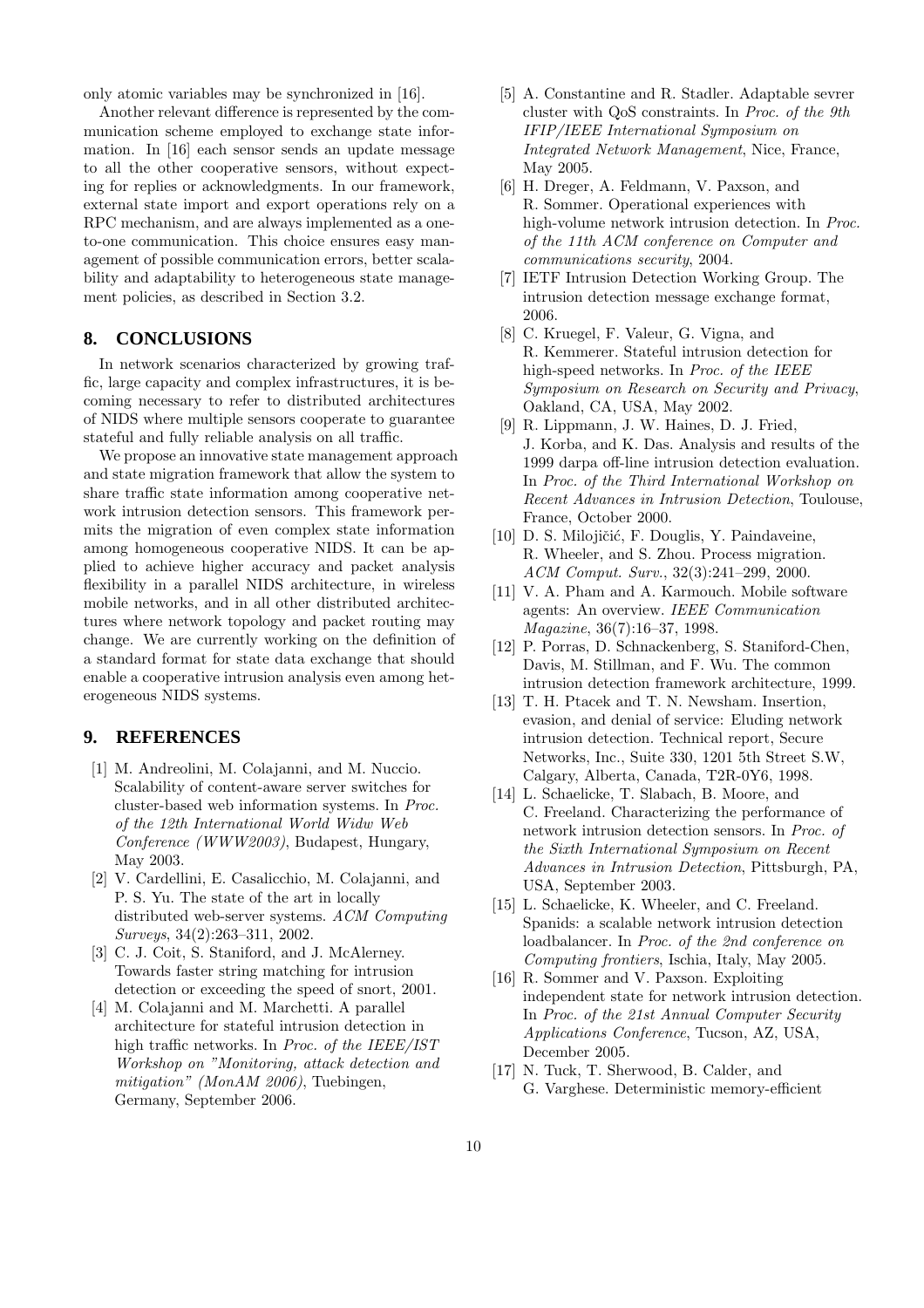only atomic variables may be synchronized in [16].

Another relevant difference is represented by the communication scheme employed to exchange state information. In [16] each sensor sends an update message to all the other cooperative sensors, without expecting for replies or acknowledgments. In our framework, external state import and export operations rely on a RPC mechanism, and are always implemented as a one-to-one communication. This choice ensures easy management of possible communication errors, better scalability and adaptability to heterogeneous state management policies, as described in Section 3.2.

## 8. CONCLUSIONS

In network scenarios characterized by growing traffic, large capacity and complex infrastructures, it is becoming necessary to refer to distributed architectures of NIDS where multiple sensors cooperate to guarantee stateful and fully reliable analysis on all traffic.

We propose an innovative state management approach and state migration framework that allow the system to share traffic state information among cooperative network intrusion detection sensors. This framework permits the migration of even complex state information among homogeneous cooperative NIDS. It can be applied to achieve higher accuracy and packet analysis flexibility in a parallel NIDS architecture, in wireless mobile networks, and in all other distributed architectures where network topology and packet routing may change. We are currently working on the definition of a standard format for state data exchange that should enable a cooperative intrusion analysis even among heterogeneous NIDS systems.

## 9. REFERENCES

[1] M. Andreolini, M. Colajanni, and M. Nuccio. Scalability of content-aware server switches for cluster-based web information systems. In *Proc. of the 12th International World Widw Web Conference (WWW2003)*, Budapest, Hungary, May 2003.

[2] V. Cardellini, E. Casalicchio, M. Colajanni, and P. S. Yu. The state of the art in locally distributed web-server systems. *ACM Computing Surveys*, 34(2):263–311, 2002.

[3] C. J. Coit, S. Staniford, and J. McAlerney. Towards faster string matching for intrusion detection or exceeding the speed of snort, 2001.

[4] M. Colajanni and M. Marchetti. A parallel architecture for stateful intrusion detection in high traffic networks. In *Proc. of the IEEE/IST Workshop on "Monitoring, attack detection and mitigation" (MonAM 2006)*, Tuebingen, Germany, September 2006.

[5] A. Constantine and R. Stadler. Adaptable sevrer cluster with QoS constraints. In *Proc. of the 9th IFIP/IEEE International Symposium on Integrated Network Management*, Nice, France, May 2005.

[6] H. Dreger, A. Feldmann, V. Paxson, and R. Sommer. Operational experiences with high-volume network intrusion detection. In *Proc. of the 11th ACM conference on Computer and communications security*, 2004.

[7] IETF Intrusion Detection Working Group. The intrusion detection message exchange format, 2006.

[8] C. Kruegel, F. Valeur, G. Vigna, and R. Kemmerer. Stateful intrusion detection for high-speed networks. In *Proc. of the IEEE Symposium on Research on Security and Privacy*, Oakland, CA, USA, May 2002.

[9] R. Lippmann, J. W. Haines, D. J. Fried, J. Korba, and K. Das. Analysis and results of the 1999 darpa off-line intrusion detection evaluation. In *Proc. of the Third International Workshop on Recent Advances in Intrusion Detection*, Toulouse, France, October 2000.

[10] D. S. Milojičić, F. Douglis, Y. Paindaveine, R. Wheeler, and S. Zhou. Process migration. *ACM Comput. Surv.*, 32(3):241–299, 2000.

[11] V. A. Pham and A. Karmouch. Mobile software agents: An overview. *IEEE Communication Magazine*, 36(7):16–37, 1998.

[12] P. Porras, D. Schnackenberg, S. Staniford-Chen, Davis, M. Stillman, and F. Wu. The common intrusion detection framework architecture, 1999.

[13] T. H. Ptacek and T. N. Newsham. Insertion, evasion, and denial of service: Eluding network intrusion detection. Technical report, Secure Networks, Inc., Suite 330, 1201 5th Street S.W, Calgary, Alberta, Canada, T2R-0Y6, 1998.

[14] L. Schaelicke, T. Slabach, B. Moore, and C. Freeland. Characterizing the performance of network intrusion detection sensors. In *Proc. of the Sixth International Symposium on Recent Advances in Intrusion Detection*, Pittsburgh, PA, USA, September 2003.

[15] L. Schaelicke, K. Wheeler, and C. Freeland. Spanids: a scalable network intrusion detection loadbalancer. In *Proc. of the 2nd conference on Computing frontiers*, Ischia, Italy, May 2005.

[16] R. Sommer and V. Paxson. Exploiting independent state for network intrusion detection. In *Proc. of the 21st Annual Computer Security Applications Conference*, Tucson, AZ, USA, December 2005.

[17] N. Tuck, T. Sherwood, B. Calder, and G. Varghese. Deterministic memory-efficient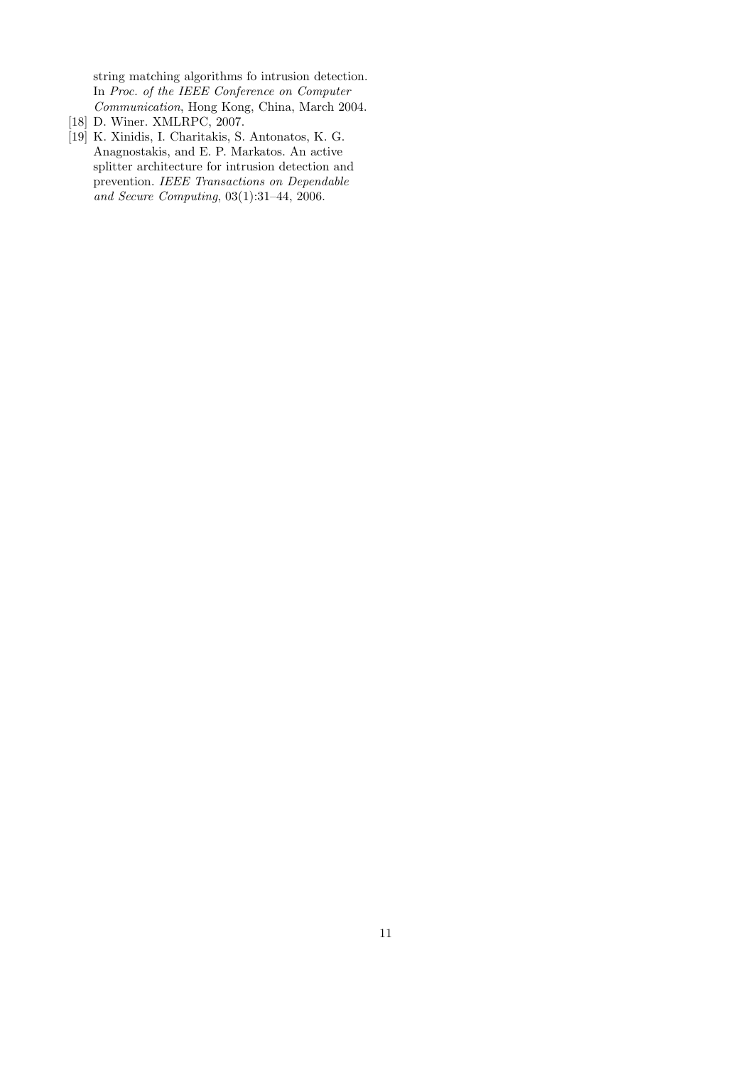string matching algorithms fo intrusion detection. In *Proc. of the IEEE Conference on Computer Communication*, Hong Kong, China, March 2004.

[18] D. Winer. XMLRPC, 2007.

[19] K. Xinidis, I. Charitakis, S. Antonatos, K. G. Anagnostakis, and E. P. Markatos. An active splitter architecture for intrusion detection and prevention. *IEEE Transactions on Dependable and Secure Computing*, 03(1):31–44, 2006.